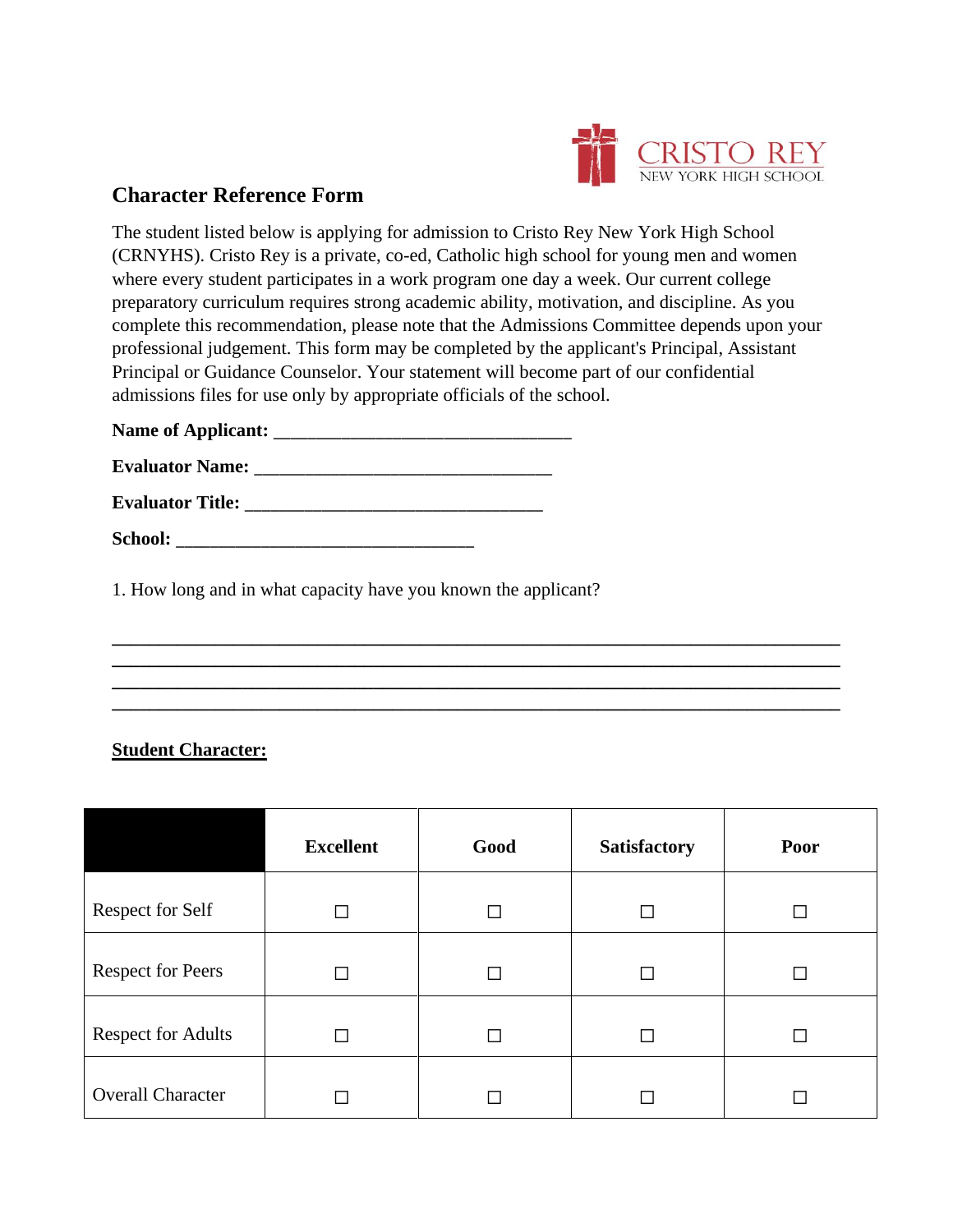CRISTO REY
NEW YORK HIGH SCHOOL

## Character Reference Form

The student listed below is applying for admission to Cristo Rey New York High School (CRNYHS). Cristo Rey is a private, co-ed, Catholic high school for young men and women where every student participates in a work program one day a week. Our current college preparatory curriculum requires strong academic ability, motivation, and discipline. As you complete this recommendation, please note that the Admissions Committee depends upon your professional judgement. This form may be completed by the applicant's Principal, Assistant Principal or Guidance Counselor. Your statement will become part of our confidential admissions files for use only by appropriate officials of the school.

**Name of Applicant:** ________________________________

**Evaluator Name:** ________________________________

**Evaluator Title:** ________________________________

**School:** ________________________________

1. How long and in what capacity have you known the applicant?

______________________________________________________________________________
______________________________________________________________________________
______________________________________________________________________________
______________________________________________________________________________

**Student Character:**

| | Excellent | Good | Satisfactory | Poor |
|---|---|---|---|---|
| Respect for Self | ☐ | ☐ | ☐ | ☐ |
| Respect for Peers | ☐ | ☐ | ☐ | ☐ |
| Respect for Adults | ☐ | ☐ | ☐ | ☐ |
| Overall Character | ☐ | ☐ | ☐ | ☐ |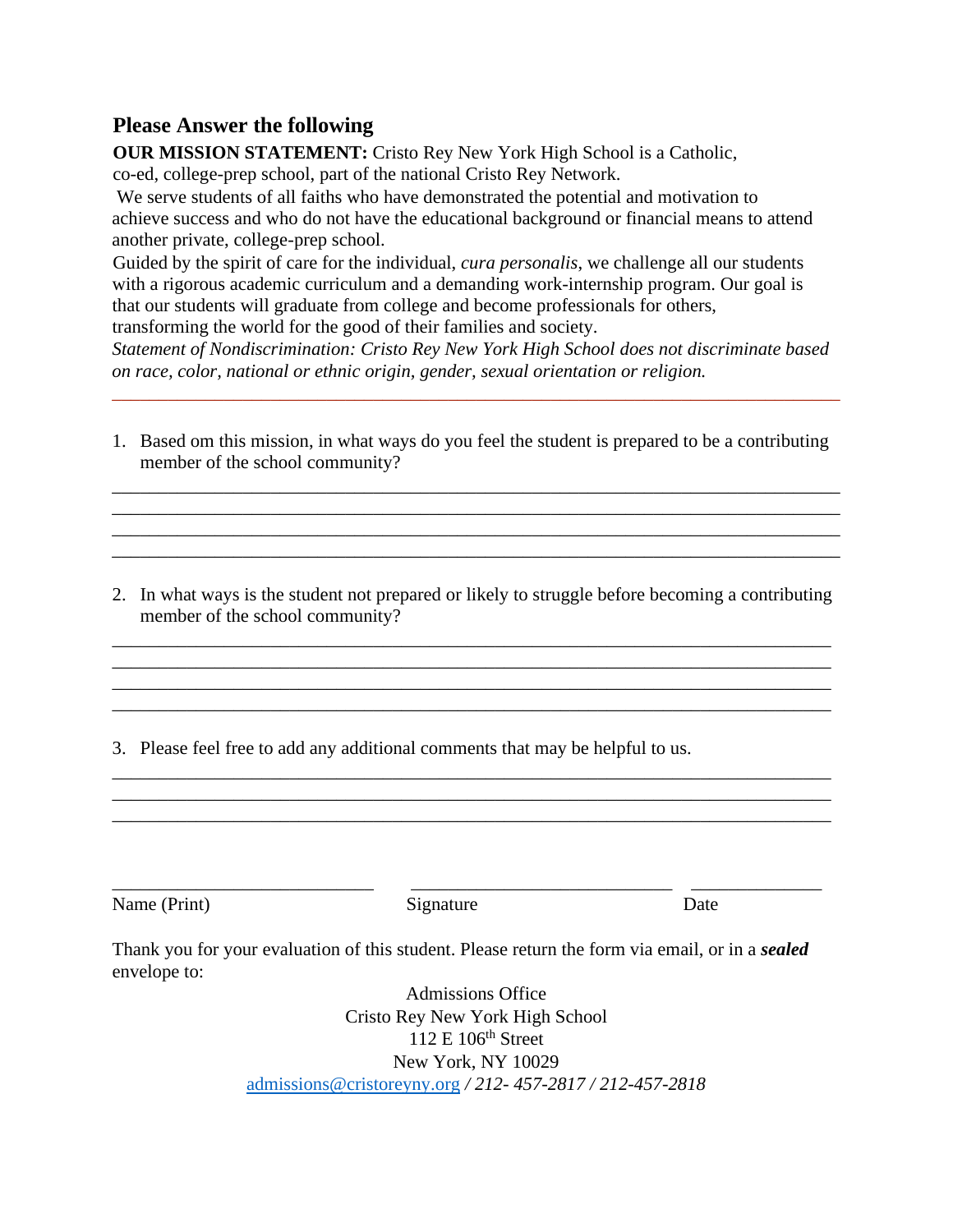## Please Answer the following

**OUR MISSION STATEMENT:** Cristo Rey New York High School is a Catholic, co-ed, college-prep school, part of the national Cristo Rey Network.

We serve students of all faiths who have demonstrated the potential and motivation to achieve success and who do not have the educational background or financial means to attend another private, college-prep school.

Guided by the spirit of care for the individual, *cura personalis*, we challenge all our students with a rigorous academic curriculum and a demanding work-internship program. Our goal is that our students will graduate from college and become professionals for others, transforming the world for the good of their families and society.

*Statement of Nondiscrimination: Cristo Rey New York High School does not discriminate based on race, color, national or ethnic origin, gender, sexual orientation or religion.*

---

1. Based om this mission, in what ways do you feel the student is prepared to be a contributing member of the school community?

________________________________________________________________________________
________________________________________________________________________________
________________________________________________________________________________
________________________________________________________________________________

2. In what ways is the student not prepared or likely to struggle before becoming a contributing member of the school community?

________________________________________________________________________________
________________________________________________________________________________
________________________________________________________________________________
________________________________________________________________________________

3. Please feel free to add any additional comments that may be helpful to us.

________________________________________________________________________________
________________________________________________________________________________
________________________________________________________________________________

______________________________ ______________________________ ______________

Name (Print) Signature Date

Thank you for your evaluation of this student. Please return the form via email, or in a ***sealed*** envelope to:

Admissions Office
Cristo Rey New York High School
112 E 106th Street
New York, NY 10029
admissions@cristoreyny.org */ 212- 457-2817 / 212-457-2818*